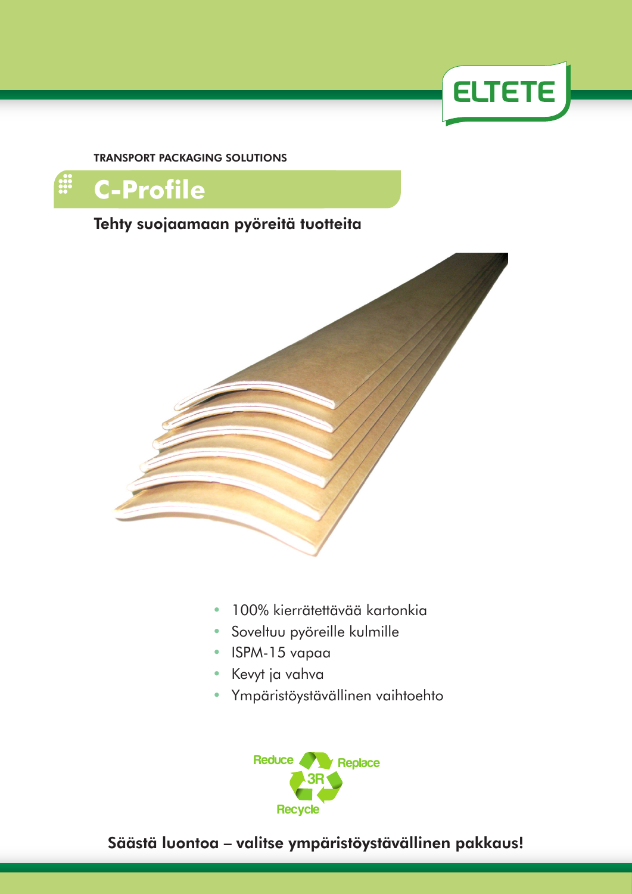ELTETE

TRANSPORT PACKAGING SOLUTIONS

# C-Profile

## Tehty suojaamaan pyöreitä tuotteita

- 100% kierrätettävää kartonkia
- Soveltuu pyöreille kulmille
- ISPM-15 vapaa
- Kevyt ja vahva
- Ympäristöystävällinen vaihtoehto

Reduce
Replace
3R
Recycle

**Säästä luontoa – valitse ympäristöystävällinen pakkaus!**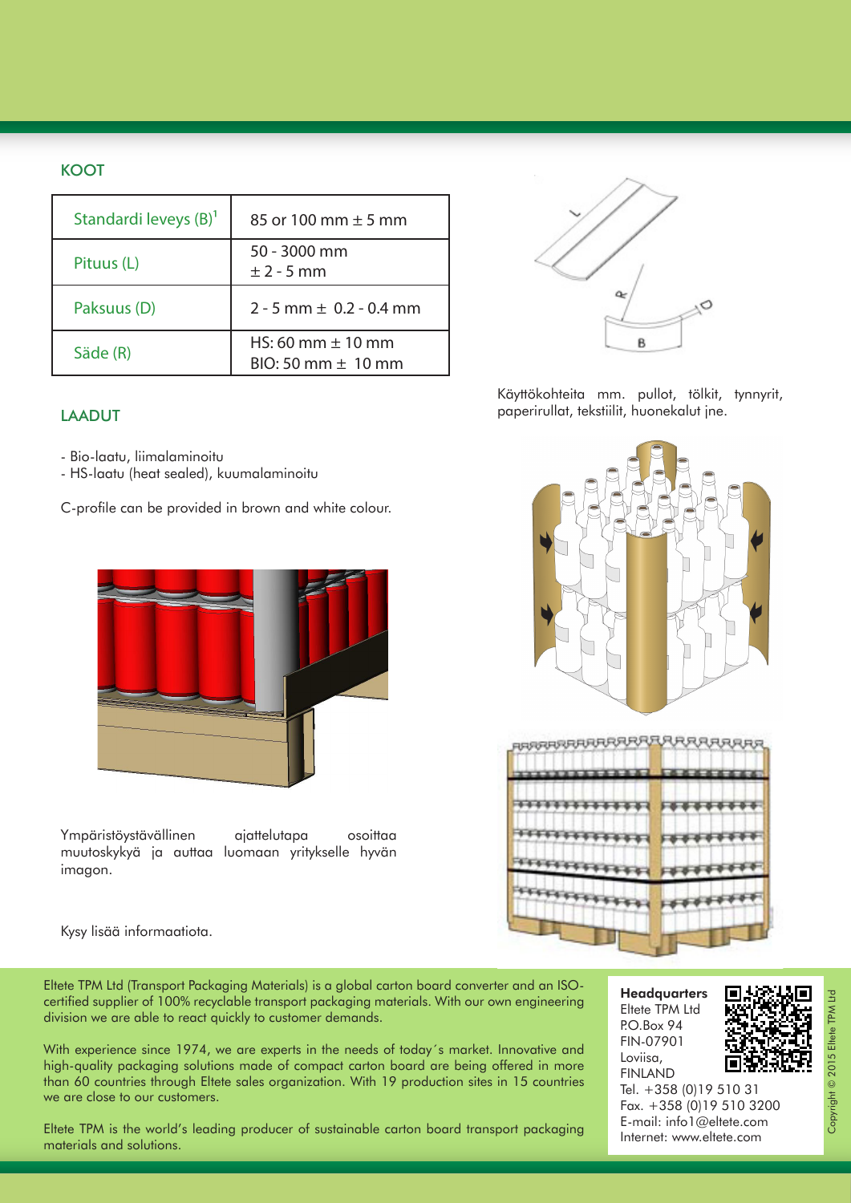## KOOT

| | |
|---|---|
| Standardi leveys (B)[1] | 85 or 100 mm ± 5 mm |
| Pituus (L) | 50 - 3000 mm<br>± 2 - 5 mm |
| Paksuus (D) | 2 - 5 mm ± 0.2 - 0.4 mm |
| Säde (R) | HS: 60 mm ± 10 mm<br>BIO: 50 mm ± 10 mm |

Käyttökohteita mm. pullot, tölkit, tynnyrit, paperirullat, tekstiilit, huonekalut jne.

## LAADUT

- Bio-laatu, liimalaminoitu
- HS-laatu (heat sealed), kuumalaminoitu

C-profile can be provided in brown and white colour.

Ympäristöystävällinen ajattelutapa osoittaa muutoskykyä ja auttaa luomaan yritykselle hyvän imagon.

Kysy lisää informaatiota.

Eltete TPM Ltd (Transport Packaging Materials) is a global carton board converter and an ISO-certified supplier of 100% recyclable transport packaging materials. With our own engineering division we are able to react quickly to customer demands.

With experience since 1974, we are experts in the needs of today´s market. Innovative and high-quality packaging solutions made of compact carton board are being offered in more than 60 countries through Eltete sales organization. With 19 production sites in 15 countries we are close to our customers.

Eltete TPM is the world's leading producer of sustainable carton board transport packaging materials and solutions.

**Headquarters**
Eltete TPM Ltd
P.O.Box 94
FIN-07901
Loviisa,
FINLAND
Tel. +358 (0)19 510 31
Fax. +358 (0)19 510 3200
E-mail: info1@eltete.com
Internet: www.eltete.com

Copyright © 2015 Eltete TPM Ltd